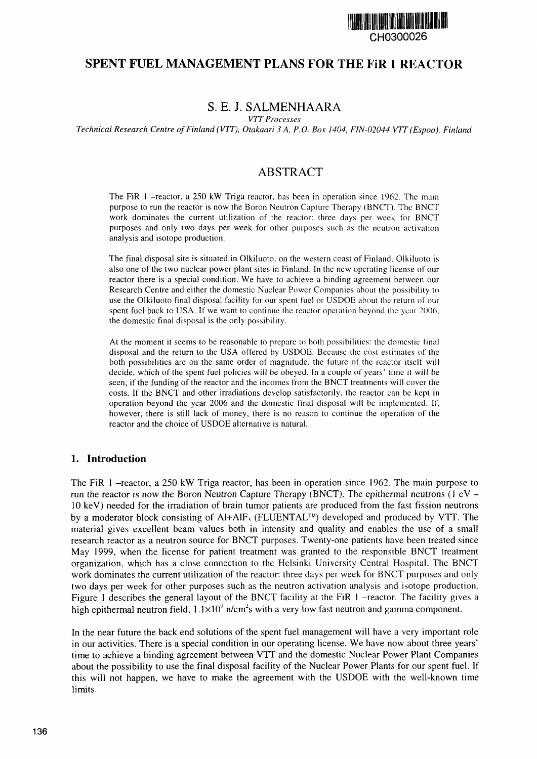CH0300026

# SPENT FUEL MANAGEMENT PLANS FOR THE FiR 1 REACTOR

## S. E. J. SALMENHAARA

*VTT Processes*

*Technical Research Centre of Finland (VTT), Otakaari 3 A, P.O. Box 1404, FIN-02044 VTT (Espoo), Finland*

## ABSTRACT

The FiR 1 –reactor, a 250 kW Triga reactor, has been in operation since 1962. The main purpose to run the reactor is now the Boron Neutron Capture Therapy (BNCT). The BNCT work dominates the current utilization of the reactor: three days per week for BNCT purposes and only two days per week for other purposes such as the neutron activation analysis and isotope production.

The final disposal site is situated in Olkiluoto, on the western coast of Finland. Olkiluoto is also one of the two nuclear power plant sites in Finland. In the new operating license of our reactor there is a special condition. We have to achieve a binding agreement between our Research Centre and either the domestic Nuclear Power Companies about the possibility to use the Olkiluoto final disposal facility for our spent fuel or USDOE about the return of our spent fuel back to USA. If we want to continue the reactor operation beyond the year 2006, the domestic final disposal is the only possibility.

At the moment it seems to be reasonable to prepare to both possibilities: the domestic final disposal and the return to the USA offered by USDOE. Because the cost estimates of the both possibilities are on the same order of magnitude, the future of the reactor itself will decide, which of the spent fuel policies will be obeyed. In a couple of years' time it will be seen, if the funding of the reactor and the incomes from the BNCT treatments will cover the costs. If the BNCT and other irradiations develop satisfactorily, the reactor can be kept in operation beyond the year 2006 and the domestic final disposal will be implemented. If, however, there is still lack of money, there is no reason to continue the operation of the reactor and the choice of USDOE alternative is natural.

### 1. Introduction

The FiR 1 –reactor, a 250 kW Triga reactor, has been in operation since 1962. The main purpose to run the reactor is now the Boron Neutron Capture Therapy (BNCT). The epithermal neutrons (1 eV – 10 keV) needed for the irradiation of brain tumor patients are produced from the fast fission neutrons by a moderator block consisting of $Al+AlF_3$ (FLUENTAL™) developed and produced by VTT. The material gives excellent beam values both in intensity and quality and enables the use of a small research reactor as a neutron source for BNCT purposes. Twenty-one patients have been treated since May 1999, when the license for patient treatment was granted to the responsible BNCT treatment organization, which has a close connection to the Helsinki University Central Hospital. The BNCT work dominates the current utilization of the reactor: three days per week for BNCT purposes and only two days per week for other purposes such as the neutron activation analysis and isotope production. Figure 1 describes the general layout of the BNCT facility at the FiR 1 –reactor. The facility gives a high epithermal neutron field, $1.1 \times 10^9$ n/cm$^2$s with a very low fast neutron and gamma component.

In the near future the back end solutions of the spent fuel management will have a very important role in our activities. There is a special condition in our operating license. We have now about three years' time to achieve a binding agreement between VTT and the domestic Nuclear Power Plant Companies about the possibility to use the final disposal facility of the Nuclear Power Plants for our spent fuel. If this will not happen, we have to make the agreement with the USDOE with the well-known time limits.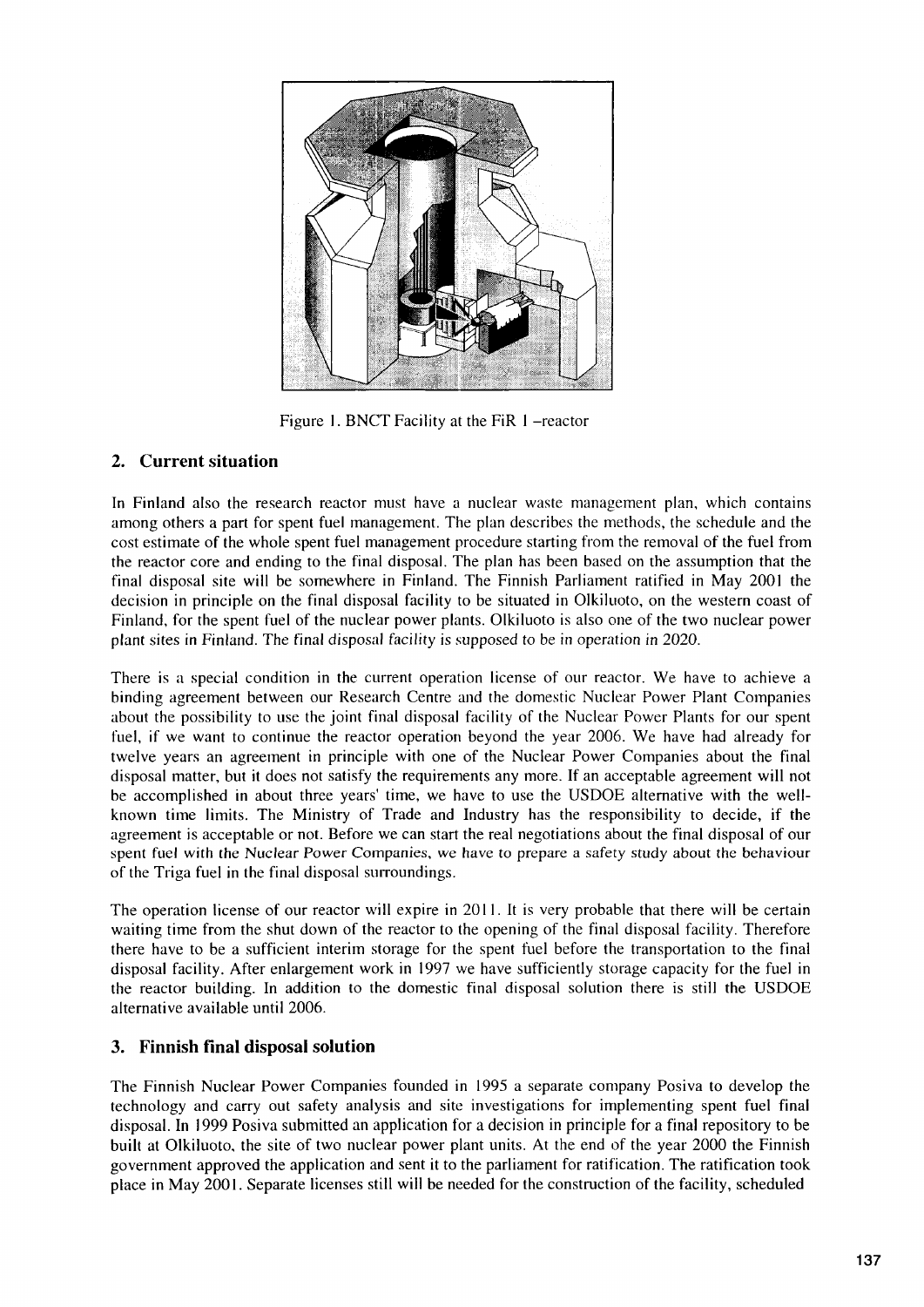Figure 1. BNCT Facility at the FiR 1 –reactor

## 2. Current situation

In Finland also the research reactor must have a nuclear waste management plan, which contains among others a part for spent fuel management. The plan describes the methods, the schedule and the cost estimate of the whole spent fuel management procedure starting from the removal of the fuel from the reactor core and ending to the final disposal. The plan has been based on the assumption that the final disposal site will be somewhere in Finland. The Finnish Parliament ratified in May 2001 the decision in principle on the final disposal facility to be situated in Olkiluoto, on the western coast of Finland, for the spent fuel of the nuclear power plants. Olkiluoto is also one of the two nuclear power plant sites in Finland. The final disposal facility is supposed to be in operation in 2020.

There is a special condition in the current operation license of our reactor. We have to achieve a binding agreement between our Research Centre and the domestic Nuclear Power Plant Companies about the possibility to use the joint final disposal facility of the Nuclear Power Plants for our spent fuel, if we want to continue the reactor operation beyond the year 2006. We have had already for twelve years an agreement in principle with one of the Nuclear Power Companies about the final disposal matter, but it does not satisfy the requirements any more. If an acceptable agreement will not be accomplished in about three years' time, we have to use the USDOE alternative with the well-known time limits. The Ministry of Trade and Industry has the responsibility to decide, if the agreement is acceptable or not. Before we can start the real negotiations about the final disposal of our spent fuel with the Nuclear Power Companies, we have to prepare a safety study about the behaviour of the Triga fuel in the final disposal surroundings.

The operation license of our reactor will expire in 2011. It is very probable that there will be certain waiting time from the shut down of the reactor to the opening of the final disposal facility. Therefore there have to be a sufficient interim storage for the spent fuel before the transportation to the final disposal facility. After enlargement work in 1997 we have sufficiently storage capacity for the fuel in the reactor building. In addition to the domestic final disposal solution there is still the USDOE alternative available until 2006.

## 3. Finnish final disposal solution

The Finnish Nuclear Power Companies founded in 1995 a separate company Posiva to develop the technology and carry out safety analysis and site investigations for implementing spent fuel final disposal. In 1999 Posiva submitted an application for a decision in principle for a final repository to be built at Olkiluoto, the site of two nuclear power plant units. At the end of the year 2000 the Finnish government approved the application and sent it to the parliament for ratification. The ratification took place in May 2001. Separate licenses still will be needed for the construction of the facility, scheduled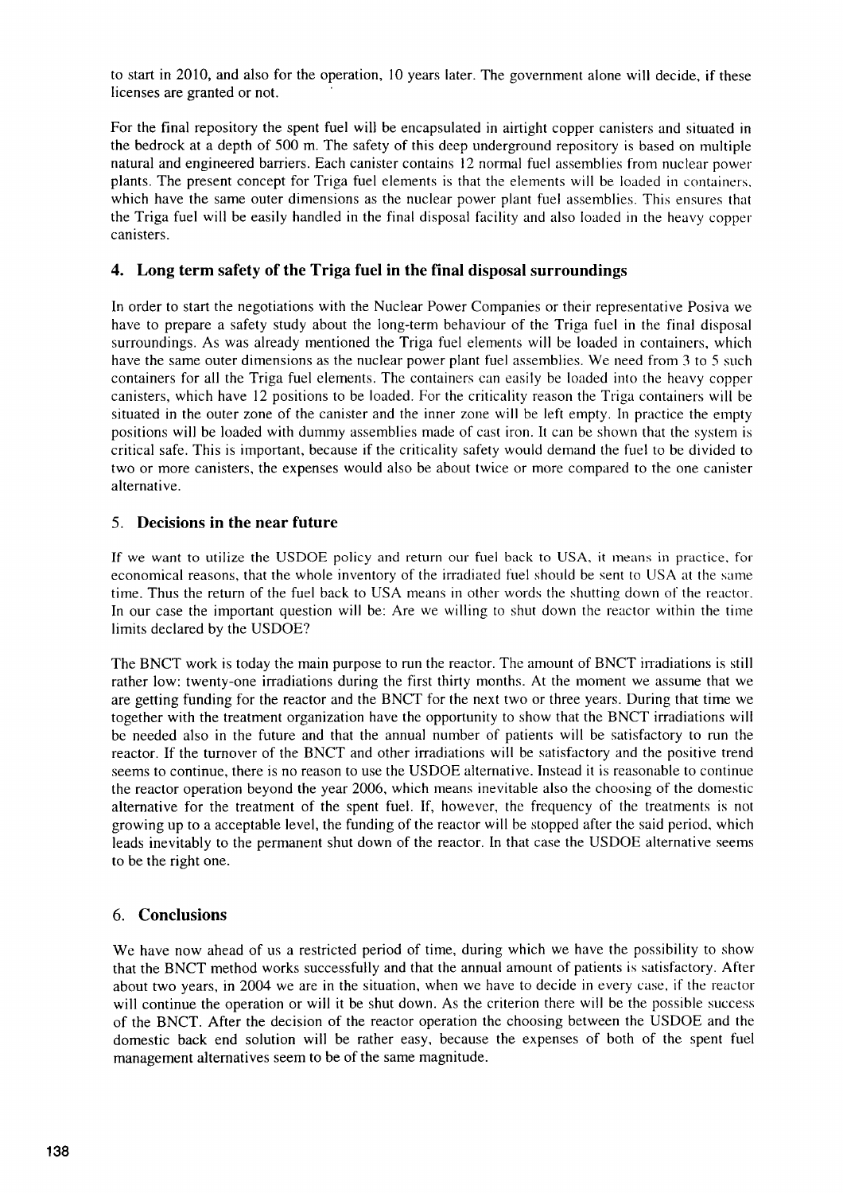to start in 2010, and also for the operation, 10 years later. The government alone will decide, if these licenses are granted or not.

For the final repository the spent fuel will be encapsulated in airtight copper canisters and situated in the bedrock at a depth of 500 m. The safety of this deep underground repository is based on multiple natural and engineered barriers. Each canister contains 12 normal fuel assemblies from nuclear power plants. The present concept for Triga fuel elements is that the elements will be loaded in containers, which have the same outer dimensions as the nuclear power plant fuel assemblies. This ensures that the Triga fuel will be easily handled in the final disposal facility and also loaded in the heavy copper canisters.

## 4. Long term safety of the Triga fuel in the final disposal surroundings

In order to start the negotiations with the Nuclear Power Companies or their representative Posiva we have to prepare a safety study about the long-term behaviour of the Triga fuel in the final disposal surroundings. As was already mentioned the Triga fuel elements will be loaded in containers, which have the same outer dimensions as the nuclear power plant fuel assemblies. We need from 3 to 5 such containers for all the Triga fuel elements. The containers can easily be loaded into the heavy copper canisters, which have 12 positions to be loaded. For the criticality reason the Triga containers will be situated in the outer zone of the canister and the inner zone will be left empty. In practice the empty positions will be loaded with dummy assemblies made of cast iron. It can be shown that the system is critical safe. This is important, because if the criticality safety would demand the fuel to be divided to two or more canisters, the expenses would also be about twice or more compared to the one canister alternative.

## 5. Decisions in the near future

If we want to utilize the USDOE policy and return our fuel back to USA, it means in practice, for economical reasons, that the whole inventory of the irradiated fuel should be sent to USA at the same time. Thus the return of the fuel back to USA means in other words the shutting down of the reactor. In our case the important question will be: Are we willing to shut down the reactor within the time limits declared by the USDOE?

The BNCT work is today the main purpose to run the reactor. The amount of BNCT irradiations is still rather low: twenty-one irradiations during the first thirty months. At the moment we assume that we are getting funding for the reactor and the BNCT for the next two or three years. During that time we together with the treatment organization have the opportunity to show that the BNCT irradiations will be needed also in the future and that the annual number of patients will be satisfactory to run the reactor. If the turnover of the BNCT and other irradiations will be satisfactory and the positive trend seems to continue, there is no reason to use the USDOE alternative. Instead it is reasonable to continue the reactor operation beyond the year 2006, which means inevitable also the choosing of the domestic alternative for the treatment of the spent fuel. If, however, the frequency of the treatments is not growing up to a acceptable level, the funding of the reactor will be stopped after the said period, which leads inevitably to the permanent shut down of the reactor. In that case the USDOE alternative seems to be the right one.

## 6. Conclusions

We have now ahead of us a restricted period of time, during which we have the possibility to show that the BNCT method works successfully and that the annual amount of patients is satisfactory. After about two years, in 2004 we are in the situation, when we have to decide in every case, if the reactor will continue the operation or will it be shut down. As the criterion there will be the possible success of the BNCT. After the decision of the reactor operation the choosing between the USDOE and the domestic back end solution will be rather easy, because the expenses of both of the spent fuel management alternatives seem to be of the same magnitude.